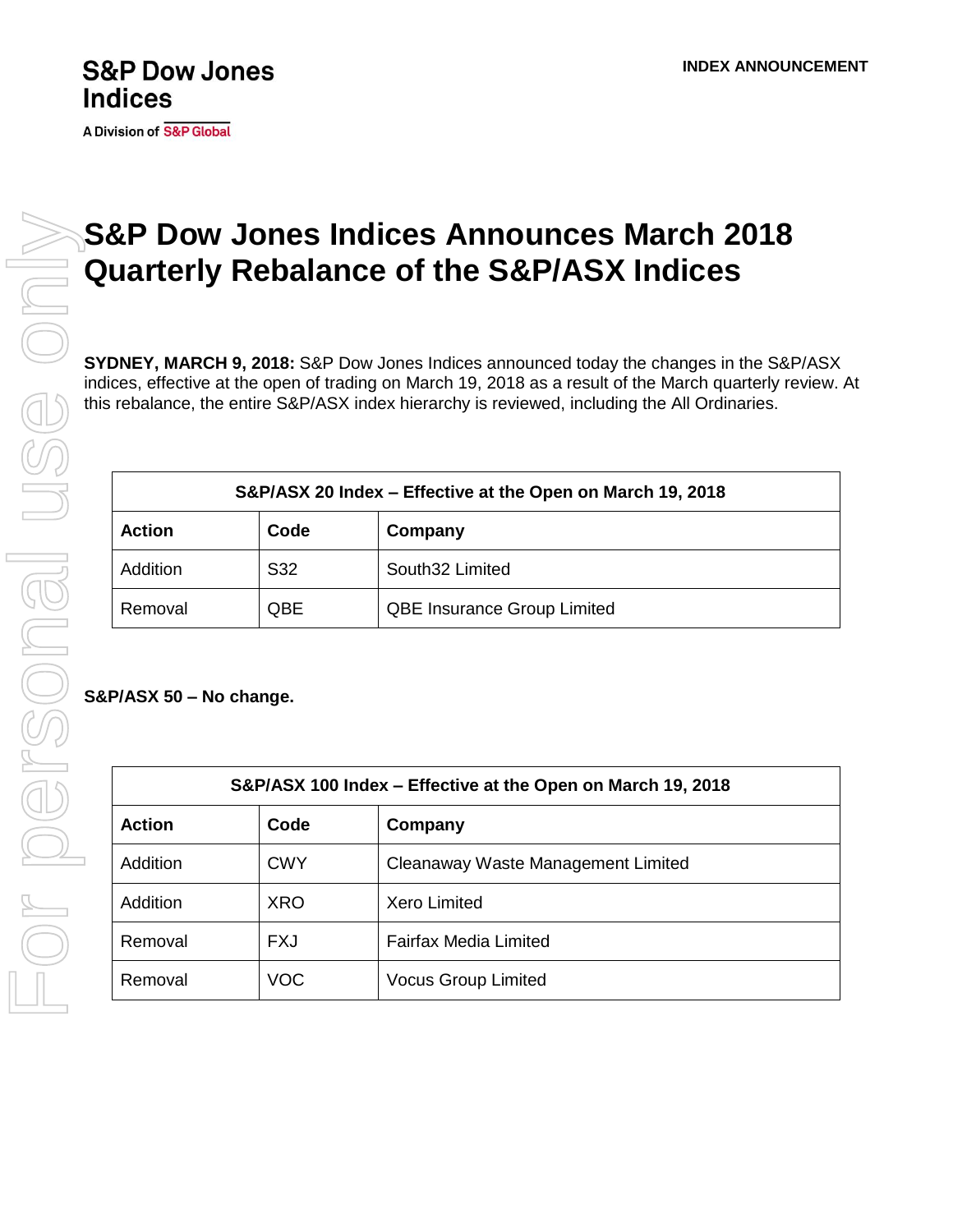**S&P Dow Jones Indices**

A Division of S&P Global

**INDEX ANNOUNCEMENT**

# S&P Dow Jones Indices Announces March 2018 Quarterly Rebalance of the S&P/ASX Indices

**SYDNEY, MARCH 9, 2018:** S&P Dow Jones Indices announced today the changes in the S&P/ASX indices, effective at the open of trading on March 19, 2018 as a result of the March quarterly review. At this rebalance, the entire S&P/ASX index hierarchy is reviewed, including the All Ordinaries.

| S&P/ASX 20 Index – Effective at the Open on March 19, 2018 | | |
|---|---|---|
| **Action** | **Code** | **Company** |
| Addition | S32 | South32 Limited |
| Removal | QBE | QBE Insurance Group Limited |

**S&P/ASX 50 – No change.**

| S&P/ASX 100 Index – Effective at the Open on March 19, 2018 | | |
|---|---|---|
| **Action** | **Code** | **Company** |
| Addition | CWY | Cleanaway Waste Management Limited |
| Addition | XRO | Xero Limited |
| Removal | FXJ | Fairfax Media Limited |
| Removal | VOC | Vocus Group Limited |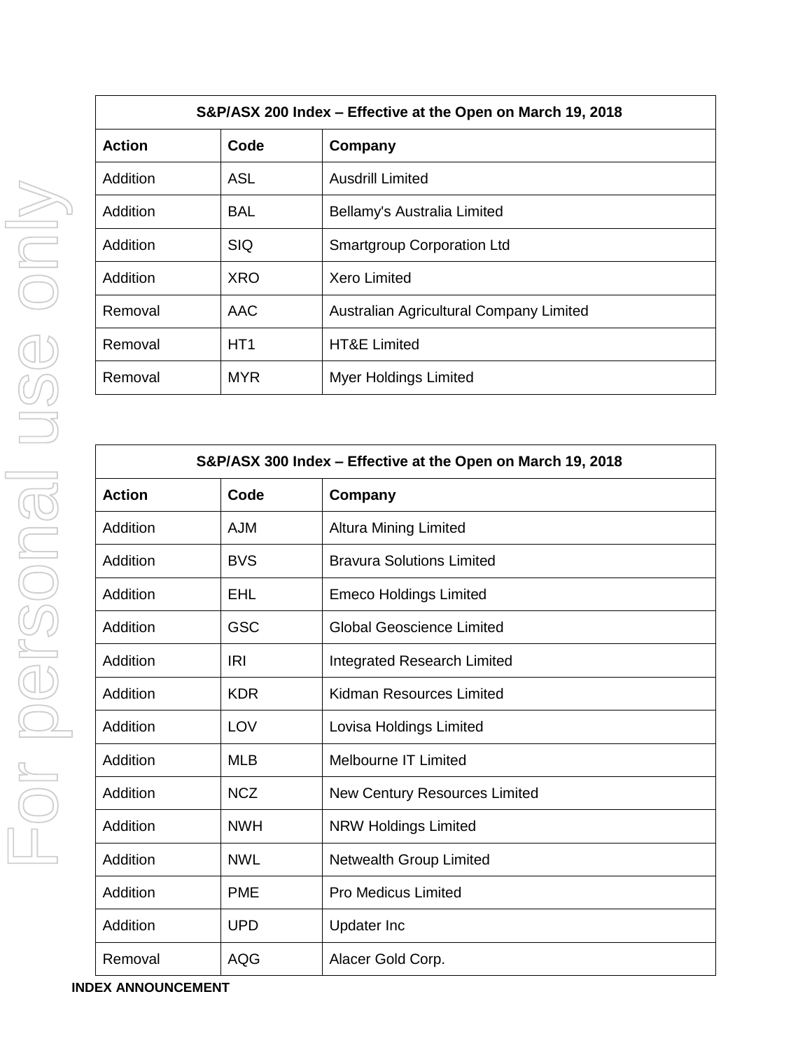| S&P/ASX 200 Index – Effective at the Open on March 19, 2018 | | |
|---|---|---|
| **Action** | **Code** | **Company** |
| Addition | ASL | Ausdrill Limited |
| Addition | BAL | Bellamy's Australia Limited |
| Addition | SIQ | Smartgroup Corporation Ltd |
| Addition | XRO | Xero Limited |
| Removal | AAC | Australian Agricultural Company Limited |
| Removal | HT1 | HT&E Limited |
| Removal | MYR | Myer Holdings Limited |

| S&P/ASX 300 Index – Effective at the Open on March 19, 2018 | | |
|---|---|---|
| **Action** | **Code** | **Company** |
| Addition | AJM | Altura Mining Limited |
| Addition | BVS | Bravura Solutions Limited |
| Addition | EHL | Emeco Holdings Limited |
| Addition | GSC | Global Geoscience Limited |
| Addition | IRI | Integrated Research Limited |
| Addition | KDR | Kidman Resources Limited |
| Addition | LOV | Lovisa Holdings Limited |
| Addition | MLB | Melbourne IT Limited |
| Addition | NCZ | New Century Resources Limited |
| Addition | NWH | NRW Holdings Limited |
| Addition | NWL | Netwealth Group Limited |
| Addition | PME | Pro Medicus Limited |
| Addition | UPD | Updater Inc |
| Removal | AQG | Alacer Gold Corp. |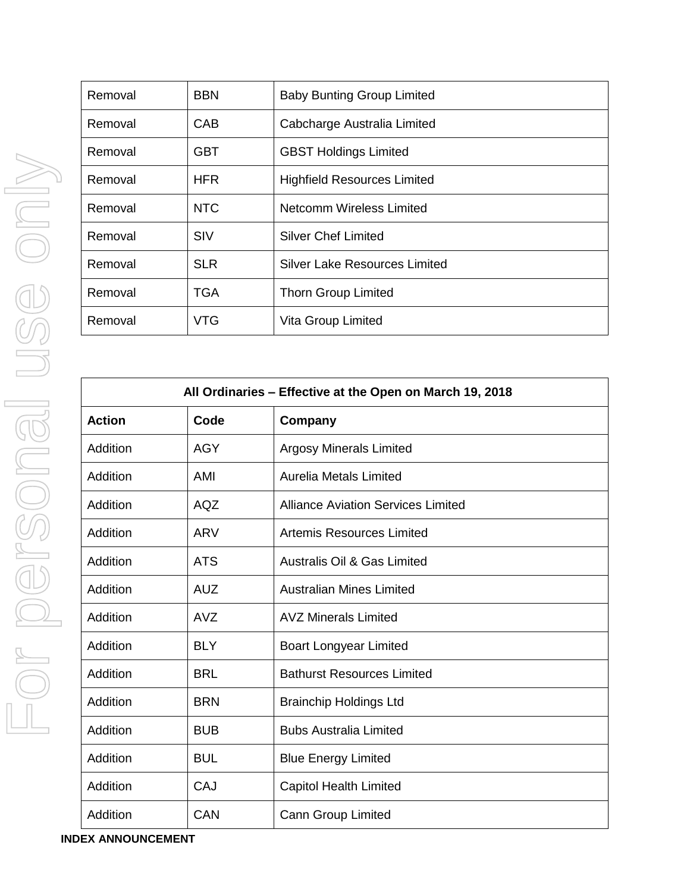| | | |
|---|---|---|
| Removal | BBN | Baby Bunting Group Limited |
| Removal | CAB | Cabcharge Australia Limited |
| Removal | GBT | GBST Holdings Limited |
| Removal | HFR | Highfield Resources Limited |
| Removal | NTC | Netcomm Wireless Limited |
| Removal | SIV | Silver Chef Limited |
| Removal | SLR | Silver Lake Resources Limited |
| Removal | TGA | Thorn Group Limited |
| Removal | VTG | Vita Group Limited |

| **All Ordinaries – Effective at the Open on March 19, 2018** | | |
|---|---|---|
| **Action** | **Code** | **Company** |
| Addition | AGY | Argosy Minerals Limited |
| Addition | AMI | Aurelia Metals Limited |
| Addition | AQZ | Alliance Aviation Services Limited |
| Addition | ARV | Artemis Resources Limited |
| Addition | ATS | Australis Oil & Gas Limited |
| Addition | AUZ | Australian Mines Limited |
| Addition | AVZ | AVZ Minerals Limited |
| Addition | BLY | Boart Longyear Limited |
| Addition | BRL | Bathurst Resources Limited |
| Addition | BRN | Brainchip Holdings Ltd |
| Addition | BUB | Bubs Australia Limited |
| Addition | BUL | Blue Energy Limited |
| Addition | CAJ | Capitol Health Limited |
| Addition | CAN | Cann Group Limited |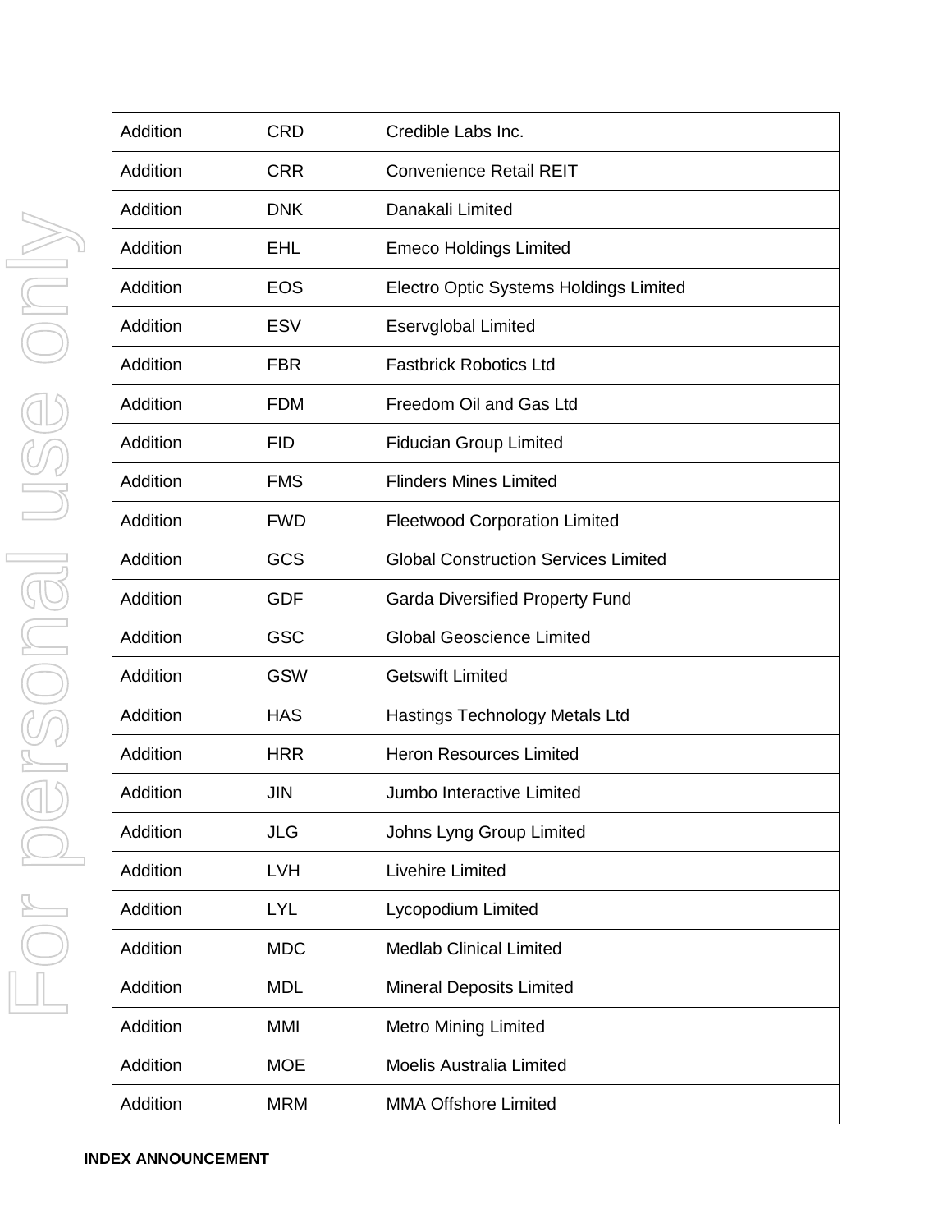| Addition | CRD | Credible Labs Inc. |
|---|---|---|
| Addition | CRR | Convenience Retail REIT |
| Addition | DNK | Danakali Limited |
| Addition | EHL | Emeco Holdings Limited |
| Addition | EOS | Electro Optic Systems Holdings Limited |
| Addition | ESV | Eservglobal Limited |
| Addition | FBR | Fastbrick Robotics Ltd |
| Addition | FDM | Freedom Oil and Gas Ltd |
| Addition | FID | Fiducian Group Limited |
| Addition | FMS | Flinders Mines Limited |
| Addition | FWD | Fleetwood Corporation Limited |
| Addition | GCS | Global Construction Services Limited |
| Addition | GDF | Garda Diversified Property Fund |
| Addition | GSC | Global Geoscience Limited |
| Addition | GSW | Getswift Limited |
| Addition | HAS | Hastings Technology Metals Ltd |
| Addition | HRR | Heron Resources Limited |
| Addition | JIN | Jumbo Interactive Limited |
| Addition | JLG | Johns Lyng Group Limited |
| Addition | LVH | Livehire Limited |
| Addition | LYL | Lycopodium Limited |
| Addition | MDC | Medlab Clinical Limited |
| Addition | MDL | Mineral Deposits Limited |
| Addition | MMI | Metro Mining Limited |
| Addition | MOE | Moelis Australia Limited |
| Addition | MRM | MMA Offshore Limited |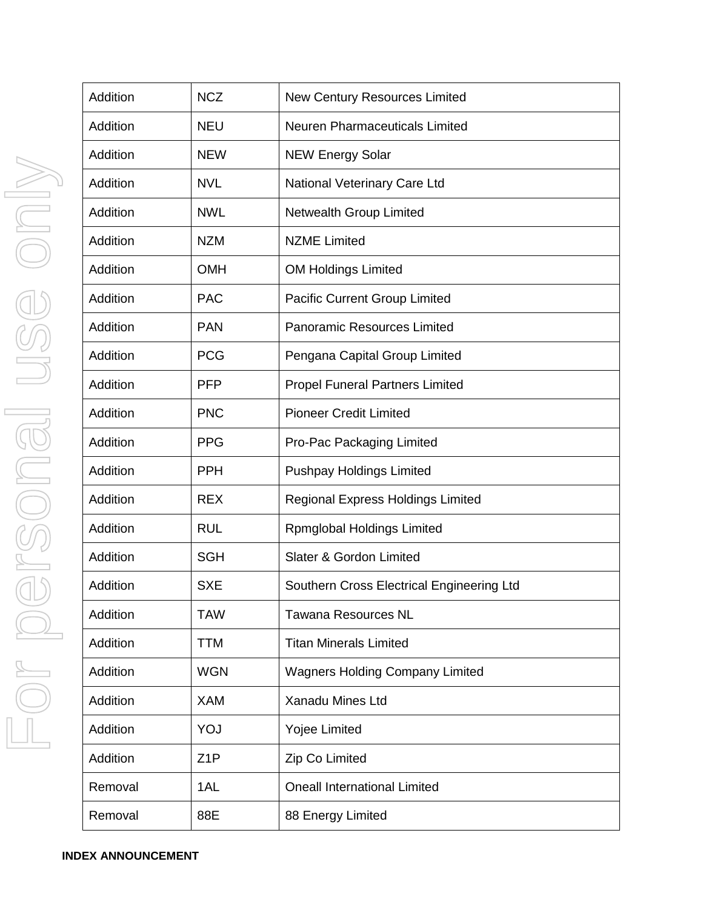| | | |
|---|---|---|
| Addition | NCZ | New Century Resources Limited |
| Addition | NEU | Neuren Pharmaceuticals Limited |
| Addition | NEW | NEW Energy Solar |
| Addition | NVL | National Veterinary Care Ltd |
| Addition | NWL | Netwealth Group Limited |
| Addition | NZM | NZME Limited |
| Addition | OMH | OM Holdings Limited |
| Addition | PAC | Pacific Current Group Limited |
| Addition | PAN | Panoramic Resources Limited |
| Addition | PCG | Pengana Capital Group Limited |
| Addition | PFP | Propel Funeral Partners Limited |
| Addition | PNC | Pioneer Credit Limited |
| Addition | PPG | Pro-Pac Packaging Limited |
| Addition | PPH | Pushpay Holdings Limited |
| Addition | REX | Regional Express Holdings Limited |
| Addition | RUL | Rpmglobal Holdings Limited |
| Addition | SGH | Slater & Gordon Limited |
| Addition | SXE | Southern Cross Electrical Engineering Ltd |
| Addition | TAW | Tawana Resources NL |
| Addition | TTM | Titan Minerals Limited |
| Addition | WGN | Wagners Holding Company Limited |
| Addition | XAM | Xanadu Mines Ltd |
| Addition | YOJ | Yojee Limited |
| Addition | Z1P | Zip Co Limited |
| Removal | 1AL | Oneall International Limited |
| Removal | 88E | 88 Energy Limited |

**INDEX ANNOUNCEMENT**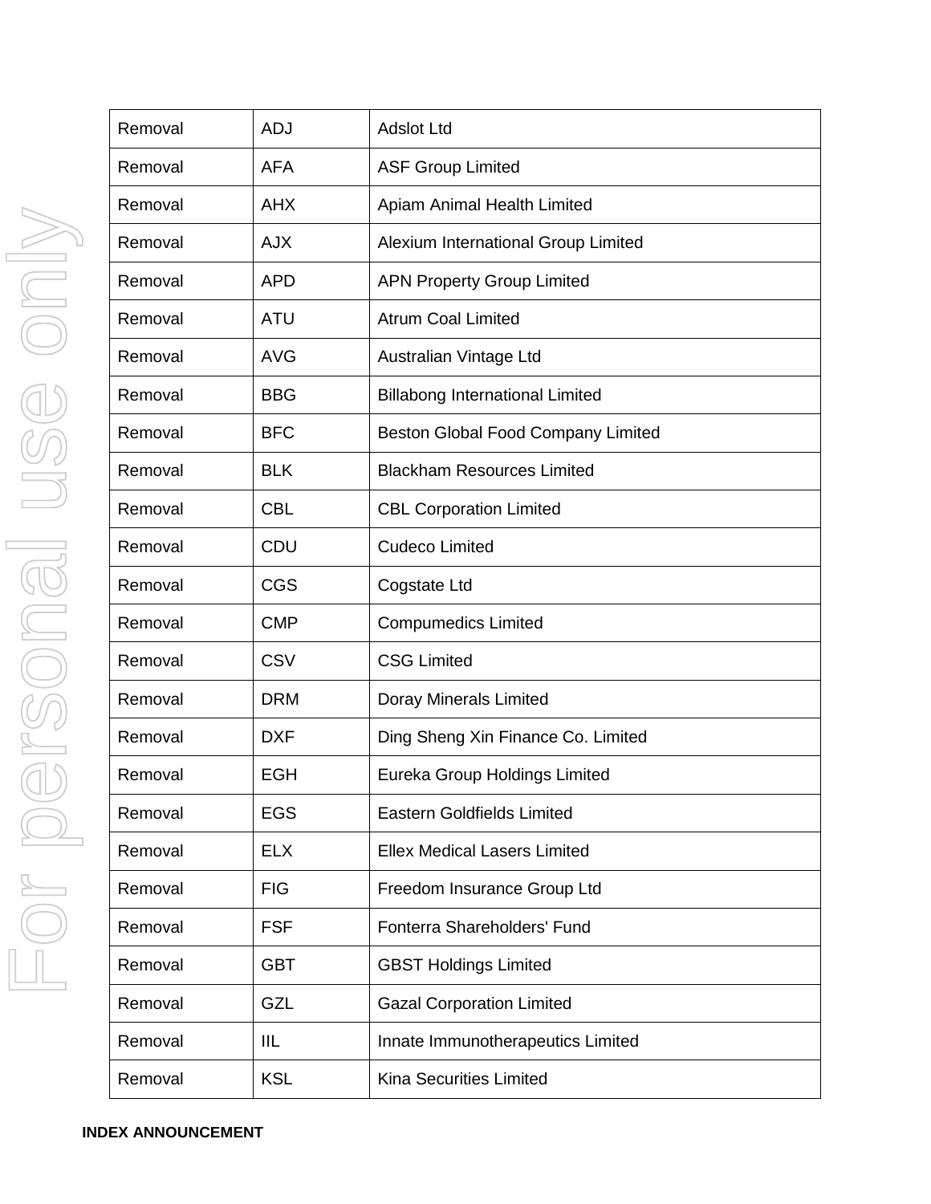| Removal | ADJ | Adslot Ltd |
| --- | --- | --- |
| Removal | AFA | ASF Group Limited |
| Removal | AHX | Apiam Animal Health Limited |
| Removal | AJX | Alexium International Group Limited |
| Removal | APD | APN Property Group Limited |
| Removal | ATU | Atrum Coal Limited |
| Removal | AVG | Australian Vintage Ltd |
| Removal | BBG | Billabong International Limited |
| Removal | BFC | Beston Global Food Company Limited |
| Removal | BLK | Blackham Resources Limited |
| Removal | CBL | CBL Corporation Limited |
| Removal | CDU | Cudeco Limited |
| Removal | CGS | Cogstate Ltd |
| Removal | CMP | Compumedics Limited |
| Removal | CSV | CSG Limited |
| Removal | DRM | Doray Minerals Limited |
| Removal | DXF | Ding Sheng Xin Finance Co. Limited |
| Removal | EGH | Eureka Group Holdings Limited |
| Removal | EGS | Eastern Goldfields Limited |
| Removal | ELX | Ellex Medical Lasers Limited |
| Removal | FIG | Freedom Insurance Group Ltd |
| Removal | FSF | Fonterra Shareholders' Fund |
| Removal | GBT | GBST Holdings Limited |
| Removal | GZL | Gazal Corporation Limited |
| Removal | IIL | Innate Immunotherapeutics Limited |
| Removal | KSL | Kina Securities Limited |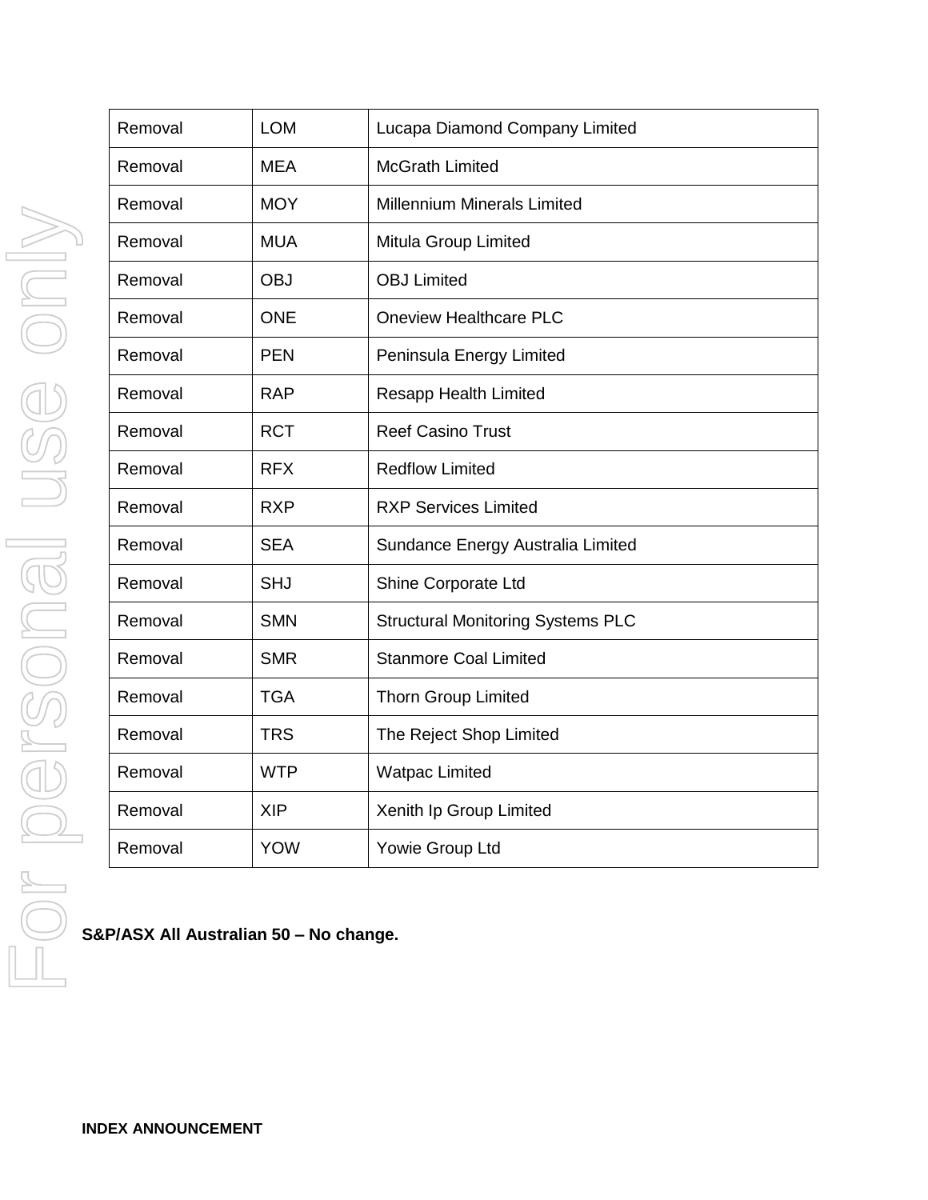| Removal | LOM | Lucapa Diamond Company Limited |
| --- | --- | --- |
| Removal | MEA | McGrath Limited |
| Removal | MOY | Millennium Minerals Limited |
| Removal | MUA | Mitula Group Limited |
| Removal | OBJ | OBJ Limited |
| Removal | ONE | Oneview Healthcare PLC |
| Removal | PEN | Peninsula Energy Limited |
| Removal | RAP | Resapp Health Limited |
| Removal | RCT | Reef Casino Trust |
| Removal | RFX | Redflow Limited |
| Removal | RXP | RXP Services Limited |
| Removal | SEA | Sundance Energy Australia Limited |
| Removal | SHJ | Shine Corporate Ltd |
| Removal | SMN | Structural Monitoring Systems PLC |
| Removal | SMR | Stanmore Coal Limited |
| Removal | TGA | Thorn Group Limited |
| Removal | TRS | The Reject Shop Limited |
| Removal | WTP | Watpac Limited |
| Removal | XIP | Xenith Ip Group Limited |
| Removal | YOW | Yowie Group Ltd |

**S&P/ASX All Australian 50 – No change.**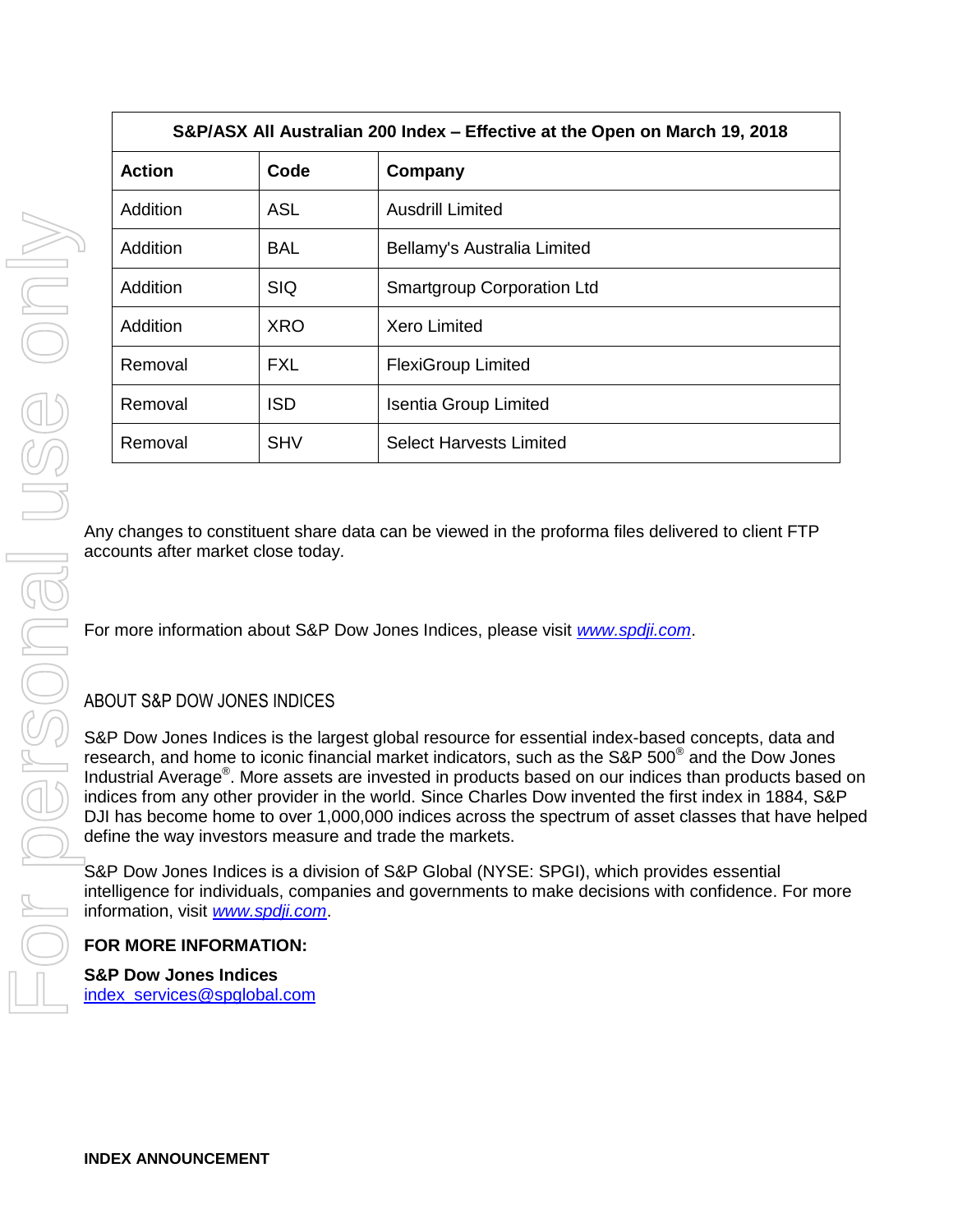| S&P/ASX All Australian 200 Index – Effective at the Open on March 19, 2018 | | |
|---|---|---|
| **Action** | **Code** | **Company** |
| Addition | ASL | Ausdrill Limited |
| Addition | BAL | Bellamy's Australia Limited |
| Addition | SIQ | Smartgroup Corporation Ltd |
| Addition | XRO | Xero Limited |
| Removal | FXL | FlexiGroup Limited |
| Removal | ISD | Isentia Group Limited |
| Removal | SHV | Select Harvests Limited |

Any changes to constituent share data can be viewed in the proforma files delivered to client FTP accounts after market close today.

For more information about S&P Dow Jones Indices, please visit *www.spdji.com*.

## ABOUT S&P DOW JONES INDICES

S&P Dow Jones Indices is the largest global resource for essential index-based concepts, data and research, and home to iconic financial market indicators, such as the S&P 500® and the Dow Jones Industrial Average®. More assets are invested in products based on our indices than products based on indices from any other provider in the world. Since Charles Dow invented the first index in 1884, S&P DJI has become home to over 1,000,000 indices across the spectrum of asset classes that have helped define the way investors measure and trade the markets.

S&P Dow Jones Indices is a division of S&P Global (NYSE: SPGI), which provides essential intelligence for individuals, companies and governments to make decisions with confidence. For more information, visit *www.spdji.com*.

**FOR MORE INFORMATION:**

**S&P Dow Jones Indices**
index_services@spglobal.com